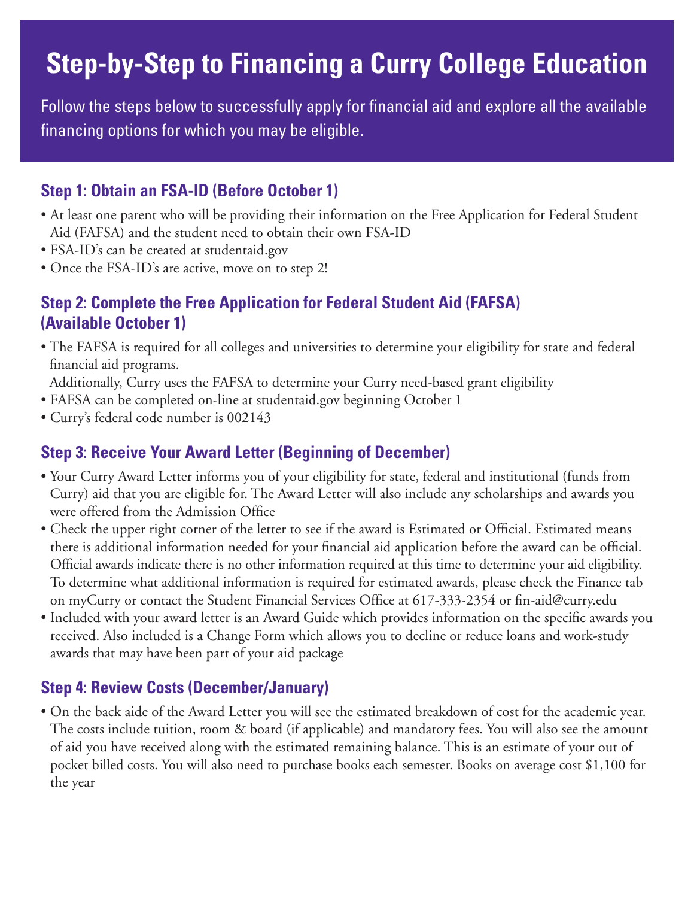# Step-by-Step to Financing a Curry College Education

Follow the steps below to successfully apply for financial aid and explore all the available financing options for which you may be eligible.

## Step 1: Obtain an FSA-ID (Before October 1)

- At least one parent who will be providing their information on the Free Application for Federal Student Aid (FAFSA) and the student need to obtain their own FSA-ID
- FSA-ID's can be created at studentaid.gov
- Once the FSA-ID's are active, move on to step 2!

## Step 2: Complete the Free Application for Federal Student Aid (FAFSA) (Available October 1)

- The FAFSA is required for all colleges and universities to determine your eligibility for state and federal financial aid programs.
  Additionally, Curry uses the FAFSA to determine your Curry need-based grant eligibility
- FAFSA can be completed on-line at studentaid.gov beginning October 1
- Curry's federal code number is 002143

## Step 3: Receive Your Award Letter (Beginning of December)

- Your Curry Award Letter informs you of your eligibility for state, federal and institutional (funds from Curry) aid that you are eligible for. The Award Letter will also include any scholarships and awards you were offered from the Admission Office
- Check the upper right corner of the letter to see if the award is Estimated or Official. Estimated means there is additional information needed for your financial aid application before the award can be official. Official awards indicate there is no other information required at this time to determine your aid eligibility. To determine what additional information is required for estimated awards, please check the Finance tab on myCurry or contact the Student Financial Services Office at 617-333-2354 or fin-aid@curry.edu
- Included with your award letter is an Award Guide which provides information on the specific awards you received. Also included is a Change Form which allows you to decline or reduce loans and work-study awards that may have been part of your aid package

## Step 4: Review Costs (December/January)

- On the back aide of the Award Letter you will see the estimated breakdown of cost for the academic year. The costs include tuition, room & board (if applicable) and mandatory fees. You will also see the amount of aid you have received along with the estimated remaining balance. This is an estimate of your out of pocket billed costs. You will also need to purchase books each semester. Books on average cost $1,100 for the year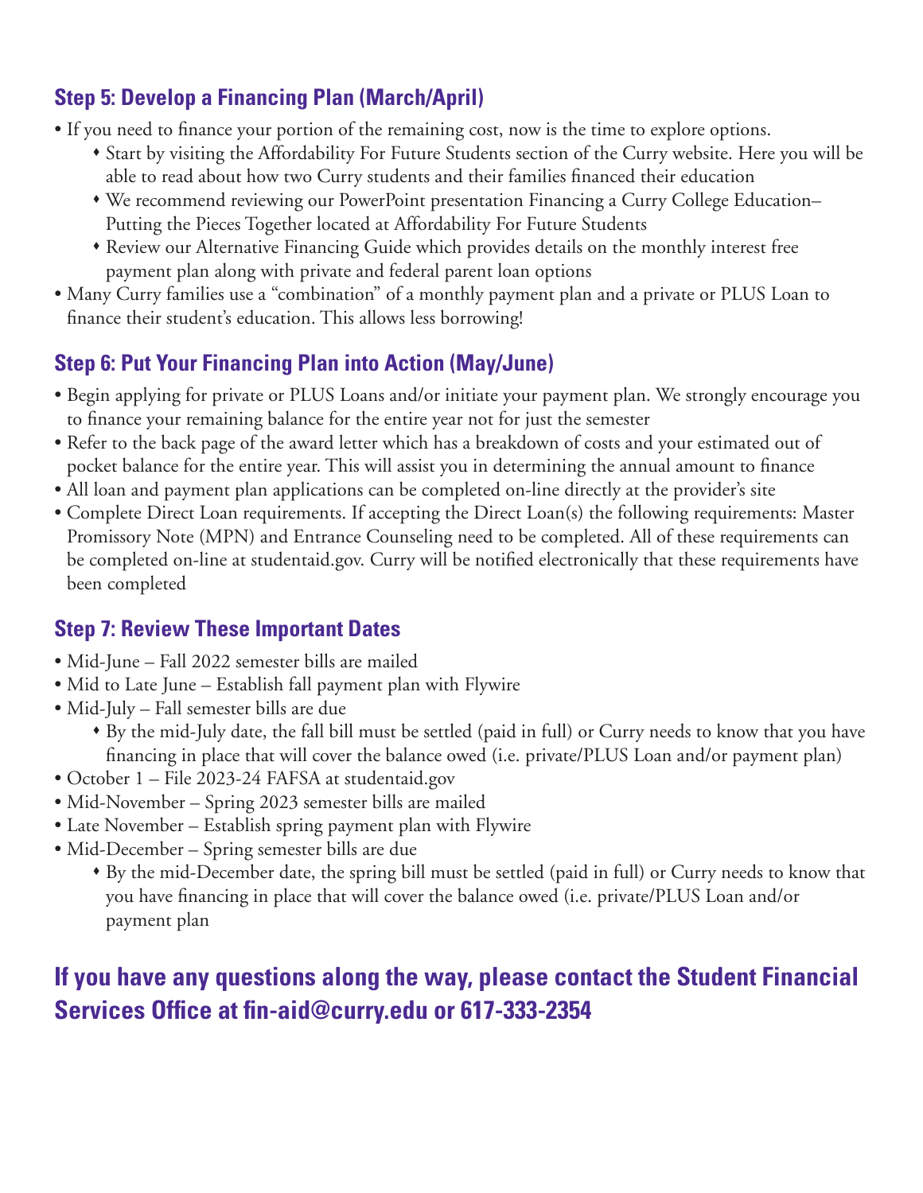## Step 5: Develop a Financing Plan (March/April)

- If you need to finance your portion of the remaining cost, now is the time to explore options.
  - Start by visiting the Affordability For Future Students section of the Curry website. Here you will be able to read about how two Curry students and their families financed their education
  - We recommend reviewing our PowerPoint presentation Financing a Curry College Education– Putting the Pieces Together located at Affordability For Future Students
  - Review our Alternative Financing Guide which provides details on the monthly interest free payment plan along with private and federal parent loan options
- Many Curry families use a "combination" of a monthly payment plan and a private or PLUS Loan to finance their student's education. This allows less borrowing!

## Step 6: Put Your Financing Plan into Action (May/June)

- Begin applying for private or PLUS Loans and/or initiate your payment plan. We strongly encourage you to finance your remaining balance for the entire year not for just the semester
- Refer to the back page of the award letter which has a breakdown of costs and your estimated out of pocket balance for the entire year. This will assist you in determining the annual amount to finance
- All loan and payment plan applications can be completed on-line directly at the provider's site
- Complete Direct Loan requirements. If accepting the Direct Loan(s) the following requirements: Master Promissory Note (MPN) and Entrance Counseling need to be completed. All of these requirements can be completed on-line at studentaid.gov. Curry will be notified electronically that these requirements have been completed

## Step 7: Review These Important Dates

- Mid-June – Fall 2022 semester bills are mailed
- Mid to Late June – Establish fall payment plan with Flywire
- Mid-July – Fall semester bills are due
  - By the mid-July date, the fall bill must be settled (paid in full) or Curry needs to know that you have financing in place that will cover the balance owed (i.e. private/PLUS Loan and/or payment plan)
- October 1 – File 2023-24 FAFSA at studentaid.gov
- Mid-November – Spring 2023 semester bills are mailed
- Late November – Establish spring payment plan with Flywire
- Mid-December – Spring semester bills are due
  - By the mid-December date, the spring bill must be settled (paid in full) or Curry needs to know that you have financing in place that will cover the balance owed (i.e. private/PLUS Loan and/or payment plan

## If you have any questions along the way, please contact the Student Financial Services Office at fin-aid@curry.edu or 617-333-2354